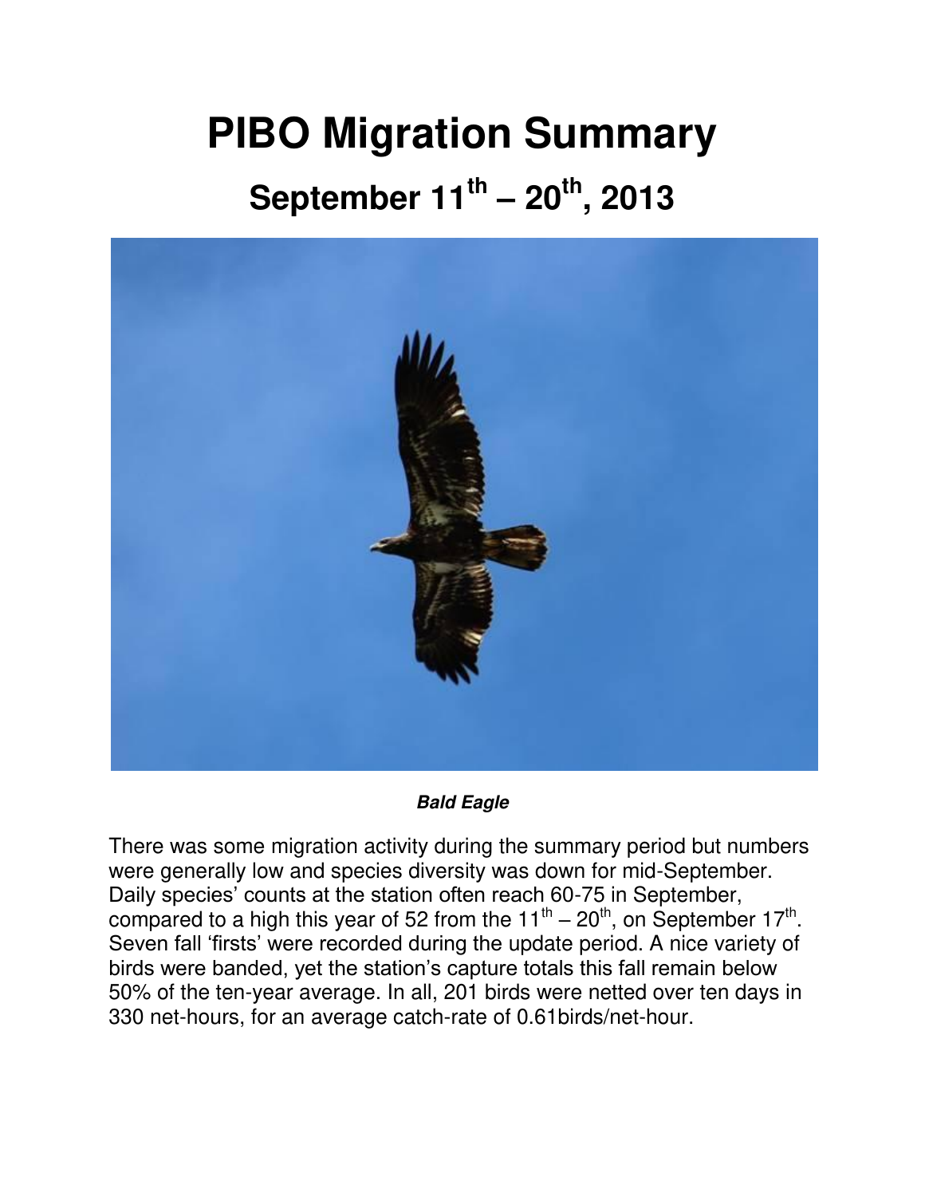# PIBO Migration Summary

## September 11th – 20th, 2013

***Bald Eagle***

There was some migration activity during the summary period but numbers were generally low and species diversity was down for mid-September. Daily species' counts at the station often reach 60-75 in September, compared to a high this year of 52 from the 11th – 20th, on September 17th. Seven fall 'firsts' were recorded during the update period. A nice variety of birds were banded, yet the station's capture totals this fall remain below 50% of the ten-year average. In all, 201 birds were netted over ten days in 330 net-hours, for an average catch-rate of 0.61birds/net-hour.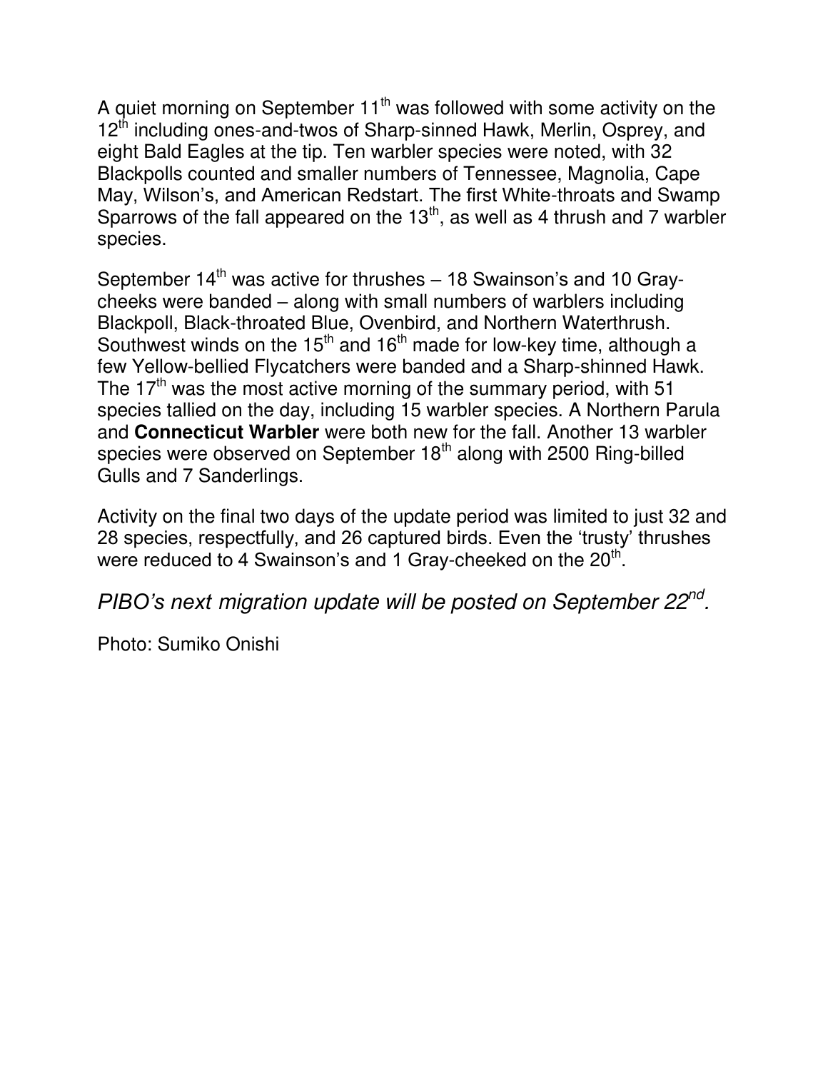A quiet morning on September 11th was followed with some activity on the 12th including ones-and-twos of Sharp-sinned Hawk, Merlin, Osprey, and eight Bald Eagles at the tip. Ten warbler species were noted, with 32 Blackpolls counted and smaller numbers of Tennessee, Magnolia, Cape May, Wilson's, and American Redstart. The first White-throats and Swamp Sparrows of the fall appeared on the 13th, as well as 4 thrush and 7 warbler species.

September 14th was active for thrushes – 18 Swainson's and 10 Gray-cheeks were banded – along with small numbers of warblers including Blackpoll, Black-throated Blue, Ovenbird, and Northern Waterthrush. Southwest winds on the 15th and 16th made for low-key time, although a few Yellow-bellied Flycatchers were banded and a Sharp-shinned Hawk. The 17th was the most active morning of the summary period, with 51 species tallied on the day, including 15 warbler species. A Northern Parula and **Connecticut Warbler** were both new for the fall. Another 13 warbler species were observed on September 18th along with 2500 Ring-billed Gulls and 7 Sanderlings.

Activity on the final two days of the update period was limited to just 32 and 28 species, respectfully, and 26 captured birds. Even the 'trusty' thrushes were reduced to 4 Swainson's and 1 Gray-cheeked on the 20th.

*PIBO's next migration update will be posted on September 22nd.*

Photo: Sumiko Onishi